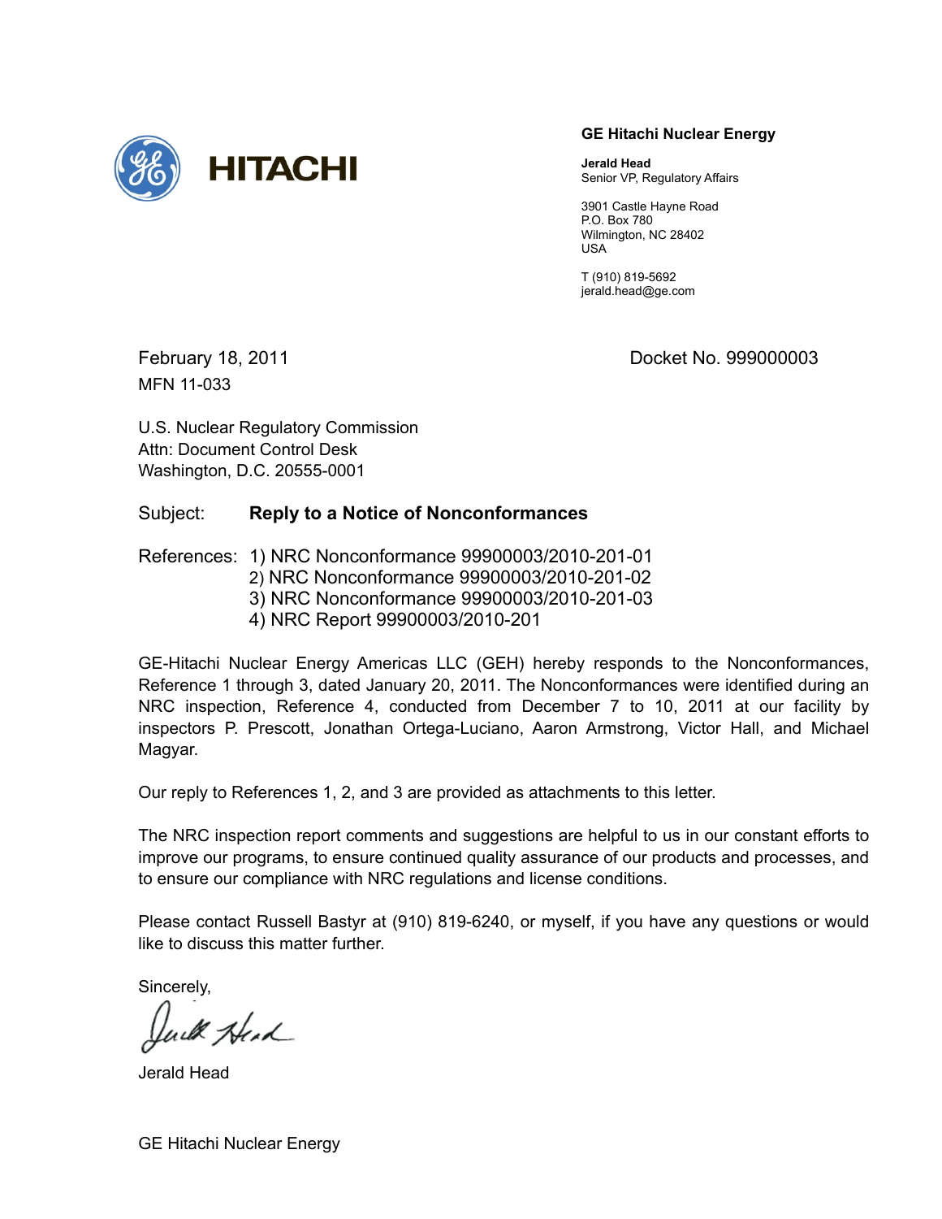HITACHI

**GE Hitachi Nuclear Energy**

**Jerald Head**
Senior VP, Regulatory Affairs

3901 Castle Hayne Road
P.O. Box 780
Wilmington, NC 28402
USA

T (910) 819-5692
jerald.head@ge.com

February 18, 2011
MFN 11-033

Docket No. 999000003

U.S. Nuclear Regulatory Commission
Attn: Document Control Desk
Washington, D.C. 20555-0001

Subject: **Reply to a Notice of Nonconformances**

References:
1) NRC Nonconformance 99900003/2010-201-01
2) NRC Nonconformance 99900003/2010-201-02
3) NRC Nonconformance 99900003/2010-201-03
4) NRC Report 99900003/2010-201

GE-Hitachi Nuclear Energy Americas LLC (GEH) hereby responds to the Nonconformances, Reference 1 through 3, dated January 20, 2011. The Nonconformances were identified during an NRC inspection, Reference 4, conducted from December 7 to 10, 2011 at our facility by inspectors P. Prescott, Jonathan Ortega-Luciano, Aaron Armstrong, Victor Hall, and Michael Magyar.

Our reply to References 1, 2, and 3 are provided as attachments to this letter.

The NRC inspection report comments and suggestions are helpful to us in our constant efforts to improve our programs, to ensure continued quality assurance of our products and processes, and to ensure our compliance with NRC regulations and license conditions.

Please contact Russell Bastyr at (910) 819-6240, or myself, if you have any questions or would like to discuss this matter further.

Sincerely,

Jerald Head

GE Hitachi Nuclear Energy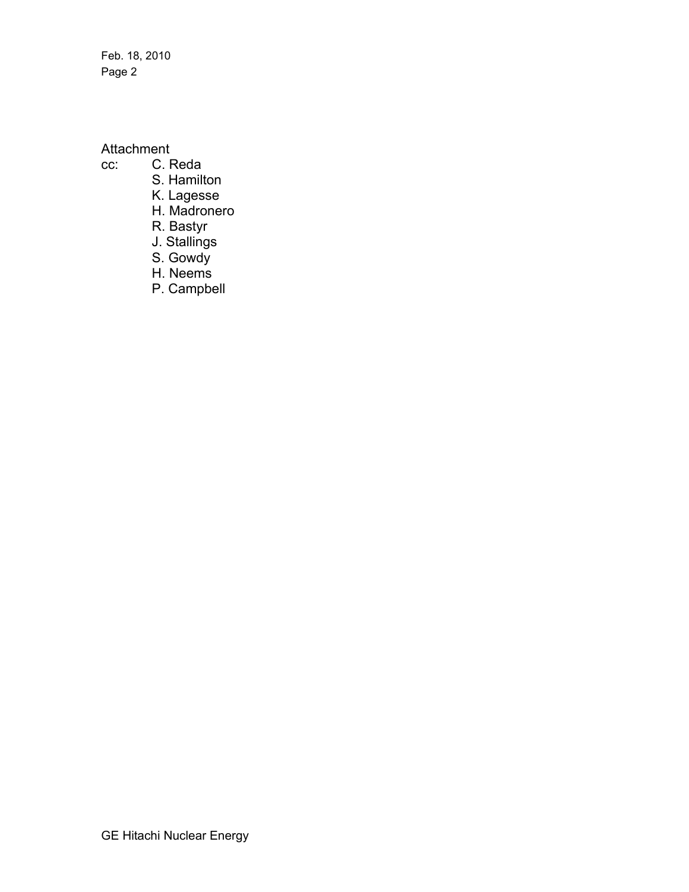Attachment

cc: C. Reda
S. Hamilton
K. Lagesse
H. Madronero
R. Bastyr
J. Stallings
S. Gowdy
H. Neems
P. Campbell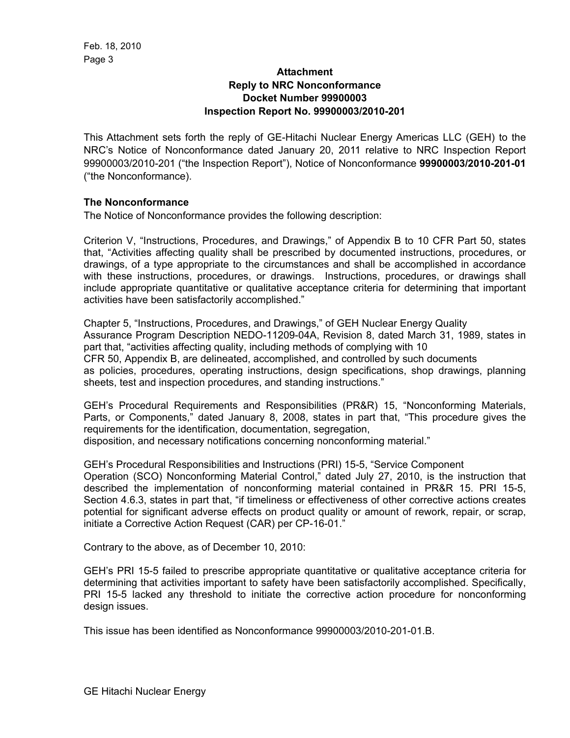**Attachment**
**Reply to NRC Nonconformance**
**Docket Number 99900003**
**Inspection Report No. 99900003/2010-201**

This Attachment sets forth the reply of GE-Hitachi Nuclear Energy Americas LLC (GEH) to the NRC's Notice of Nonconformance dated January 20, 2011 relative to NRC Inspection Report 99900003/2010-201 ("the Inspection Report"), Notice of Nonconformance **99900003/2010-201-01** ("the Nonconformance).

**The Nonconformance**

The Notice of Nonconformance provides the following description:

Criterion V, "Instructions, Procedures, and Drawings," of Appendix B to 10 CFR Part 50, states that, "Activities affecting quality shall be prescribed by documented instructions, procedures, or drawings, of a type appropriate to the circumstances and shall be accomplished in accordance with these instructions, procedures, or drawings. Instructions, procedures, or drawings shall include appropriate quantitative or qualitative acceptance criteria for determining that important activities have been satisfactorily accomplished."

Chapter 5, "Instructions, Procedures, and Drawings," of GEH Nuclear Energy Quality Assurance Program Description NEDO-11209-04A, Revision 8, dated March 31, 1989, states in part that, "activities affecting quality, including methods of complying with 10 CFR 50, Appendix B, are delineated, accomplished, and controlled by such documents as policies, procedures, operating instructions, design specifications, shop drawings, planning sheets, test and inspection procedures, and standing instructions."

GEH's Procedural Requirements and Responsibilities (PR&R) 15, "Nonconforming Materials, Parts, or Components," dated January 8, 2008, states in part that, "This procedure gives the requirements for the identification, documentation, segregation, disposition, and necessary notifications concerning nonconforming material."

GEH's Procedural Responsibilities and Instructions (PRI) 15-5, "Service Component Operation (SCO) Nonconforming Material Control," dated July 27, 2010, is the instruction that described the implementation of nonconforming material contained in PR&R 15. PRI 15-5, Section 4.6.3, states in part that, "if timeliness or effectiveness of other corrective actions creates potential for significant adverse effects on product quality or amount of rework, repair, or scrap, initiate a Corrective Action Request (CAR) per CP-16-01."

Contrary to the above, as of December 10, 2010:

GEH's PRI 15-5 failed to prescribe appropriate quantitative or qualitative acceptance criteria for determining that activities important to safety have been satisfactorily accomplished. Specifically, PRI 15-5 lacked any threshold to initiate the corrective action procedure for nonconforming design issues.

This issue has been identified as Nonconformance 99900003/2010-201-01.B.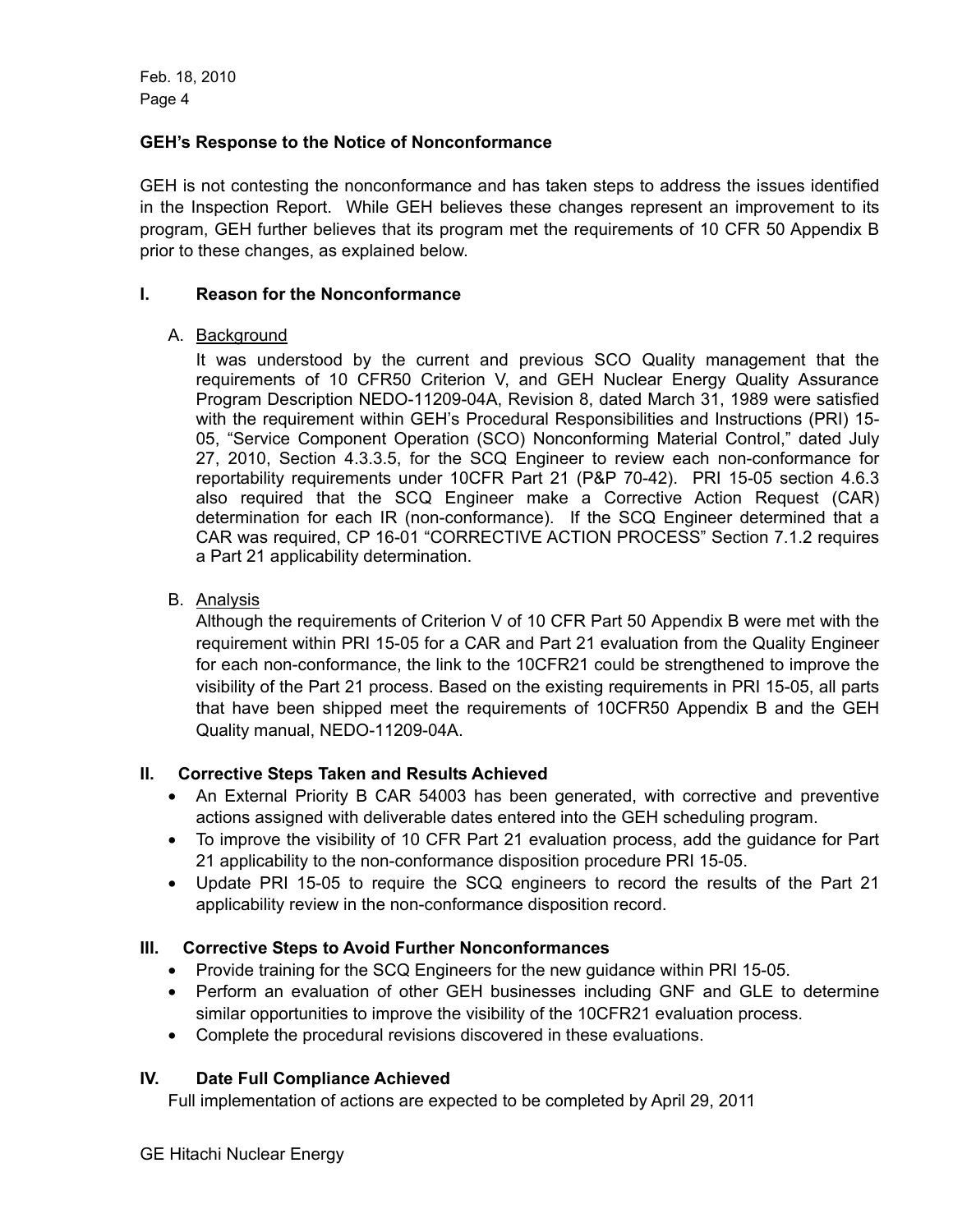**GEH's Response to the Notice of Nonconformance**

GEH is not contesting the nonconformance and has taken steps to address the issues identified in the Inspection Report. While GEH believes these changes represent an improvement to its program, GEH further believes that its program met the requirements of 10 CFR 50 Appendix B prior to these changes, as explained below.

## I. Reason for the Nonconformance

A. Background

It was understood by the current and previous SCO Quality management that the requirements of 10 CFR50 Criterion V, and GEH Nuclear Energy Quality Assurance Program Description NEDO-11209-04A, Revision 8, dated March 31, 1989 were satisfied with the requirement within GEH's Procedural Responsibilities and Instructions (PRI) 15-05, "Service Component Operation (SCO) Nonconforming Material Control," dated July 27, 2010, Section 4.3.3.5, for the SCQ Engineer to review each non-conformance for reportability requirements under 10CFR Part 21 (P&P 70-42). PRI 15-05 section 4.6.3 also required that the SCQ Engineer make a Corrective Action Request (CAR) determination for each IR (non-conformance). If the SCQ Engineer determined that a CAR was required, CP 16-01 "CORRECTIVE ACTION PROCESS" Section 7.1.2 requires a Part 21 applicability determination.

B. Analysis

Although the requirements of Criterion V of 10 CFR Part 50 Appendix B were met with the requirement within PRI 15-05 for a CAR and Part 21 evaluation from the Quality Engineer for each non-conformance, the link to the 10CFR21 could be strengthened to improve the visibility of the Part 21 process. Based on the existing requirements in PRI 15-05, all parts that have been shipped meet the requirements of 10CFR50 Appendix B and the GEH Quality manual, NEDO-11209-04A.

## II. Corrective Steps Taken and Results Achieved

- An External Priority B CAR 54003 has been generated, with corrective and preventive actions assigned with deliverable dates entered into the GEH scheduling program.
- To improve the visibility of 10 CFR Part 21 evaluation process, add the guidance for Part 21 applicability to the non-conformance disposition procedure PRI 15-05.
- Update PRI 15-05 to require the SCQ engineers to record the results of the Part 21 applicability review in the non-conformance disposition record.

## III. Corrective Steps to Avoid Further Nonconformances

- Provide training for the SCQ Engineers for the new guidance within PRI 15-05.
- Perform an evaluation of other GEH businesses including GNF and GLE to determine similar opportunities to improve the visibility of the 10CFR21 evaluation process.
- Complete the procedural revisions discovered in these evaluations.

## IV. Date Full Compliance Achieved

Full implementation of actions are expected to be completed by April 29, 2011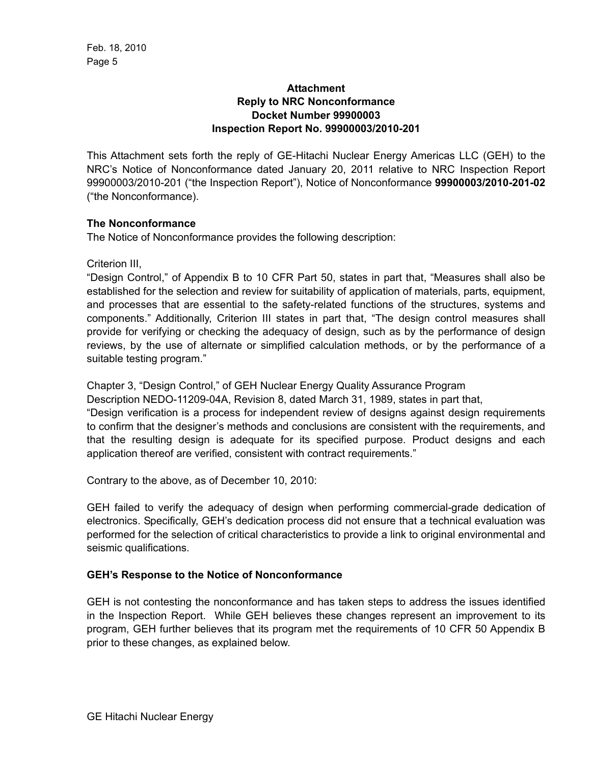**Attachment**
**Reply to NRC Nonconformance**
**Docket Number 99900003**
**Inspection Report No. 99900003/2010-201**

This Attachment sets forth the reply of GE-Hitachi Nuclear Energy Americas LLC (GEH) to the NRC's Notice of Nonconformance dated January 20, 2011 relative to NRC Inspection Report 99900003/2010-201 ("the Inspection Report"), Notice of Nonconformance **99900003/2010-201-02** ("the Nonconformance).

**The Nonconformance**

The Notice of Nonconformance provides the following description:

Criterion III,
"Design Control," of Appendix B to 10 CFR Part 50, states in part that, "Measures shall also be established for the selection and review for suitability of application of materials, parts, equipment, and processes that are essential to the safety-related functions of the structures, systems and components." Additionally, Criterion III states in part that, "The design control measures shall provide for verifying or checking the adequacy of design, such as by the performance of design reviews, by the use of alternate or simplified calculation methods, or by the performance of a suitable testing program."

Chapter 3, "Design Control," of GEH Nuclear Energy Quality Assurance Program Description NEDO-11209-04A, Revision 8, dated March 31, 1989, states in part that,
"Design verification is a process for independent review of designs against design requirements to confirm that the designer's methods and conclusions are consistent with the requirements, and that the resulting design is adequate for its specified purpose. Product designs and each application thereof are verified, consistent with contract requirements."

Contrary to the above, as of December 10, 2010:

GEH failed to verify the adequacy of design when performing commercial-grade dedication of electronics. Specifically, GEH's dedication process did not ensure that a technical evaluation was performed for the selection of critical characteristics to provide a link to original environmental and seismic qualifications.

**GEH's Response to the Notice of Nonconformance**

GEH is not contesting the nonconformance and has taken steps to address the issues identified in the Inspection Report. While GEH believes these changes represent an improvement to its program, GEH further believes that its program met the requirements of 10 CFR 50 Appendix B prior to these changes, as explained below.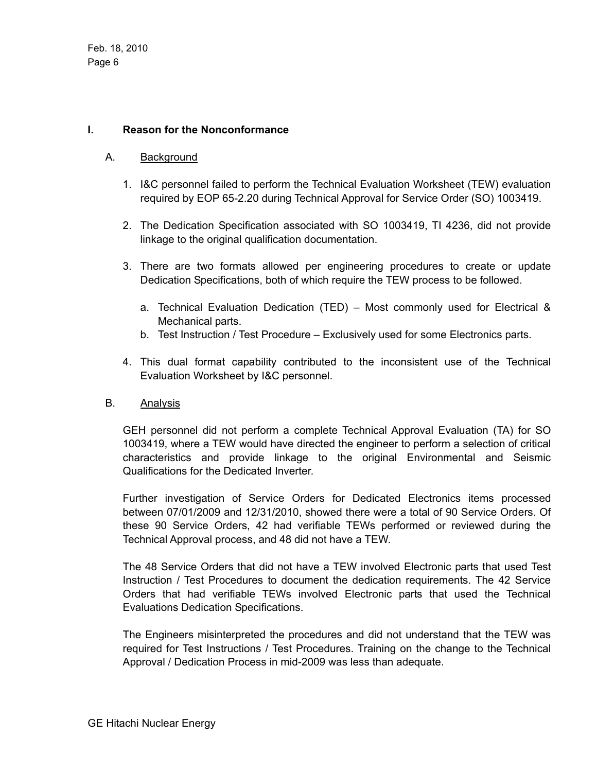## I. Reason for the Nonconformance

### A. Background

1. I&C personnel failed to perform the Technical Evaluation Worksheet (TEW) evaluation required by EOP 65-2.20 during Technical Approval for Service Order (SO) 1003419.

2. The Dedication Specification associated with SO 1003419, TI 4236, did not provide linkage to the original qualification documentation.

3. There are two formats allowed per engineering procedures to create or update Dedication Specifications, both of which require the TEW process to be followed.

   a. Technical Evaluation Dedication (TED) – Most commonly used for Electrical & Mechanical parts.
   b. Test Instruction / Test Procedure – Exclusively used for some Electronics parts.

4. This dual format capability contributed to the inconsistent use of the Technical Evaluation Worksheet by I&C personnel.

### B. Analysis

GEH personnel did not perform a complete Technical Approval Evaluation (TA) for SO 1003419, where a TEW would have directed the engineer to perform a selection of critical characteristics and provide linkage to the original Environmental and Seismic Qualifications for the Dedicated Inverter.

Further investigation of Service Orders for Dedicated Electronics items processed between 07/01/2009 and 12/31/2010, showed there were a total of 90 Service Orders. Of these 90 Service Orders, 42 had verifiable TEWs performed or reviewed during the Technical Approval process, and 48 did not have a TEW.

The 48 Service Orders that did not have a TEW involved Electronic parts that used Test Instruction / Test Procedures to document the dedication requirements. The 42 Service Orders that had verifiable TEWs involved Electronic parts that used the Technical Evaluations Dedication Specifications.

The Engineers misinterpreted the procedures and did not understand that the TEW was required for Test Instructions / Test Procedures. Training on the change to the Technical Approval / Dedication Process in mid-2009 was less than adequate.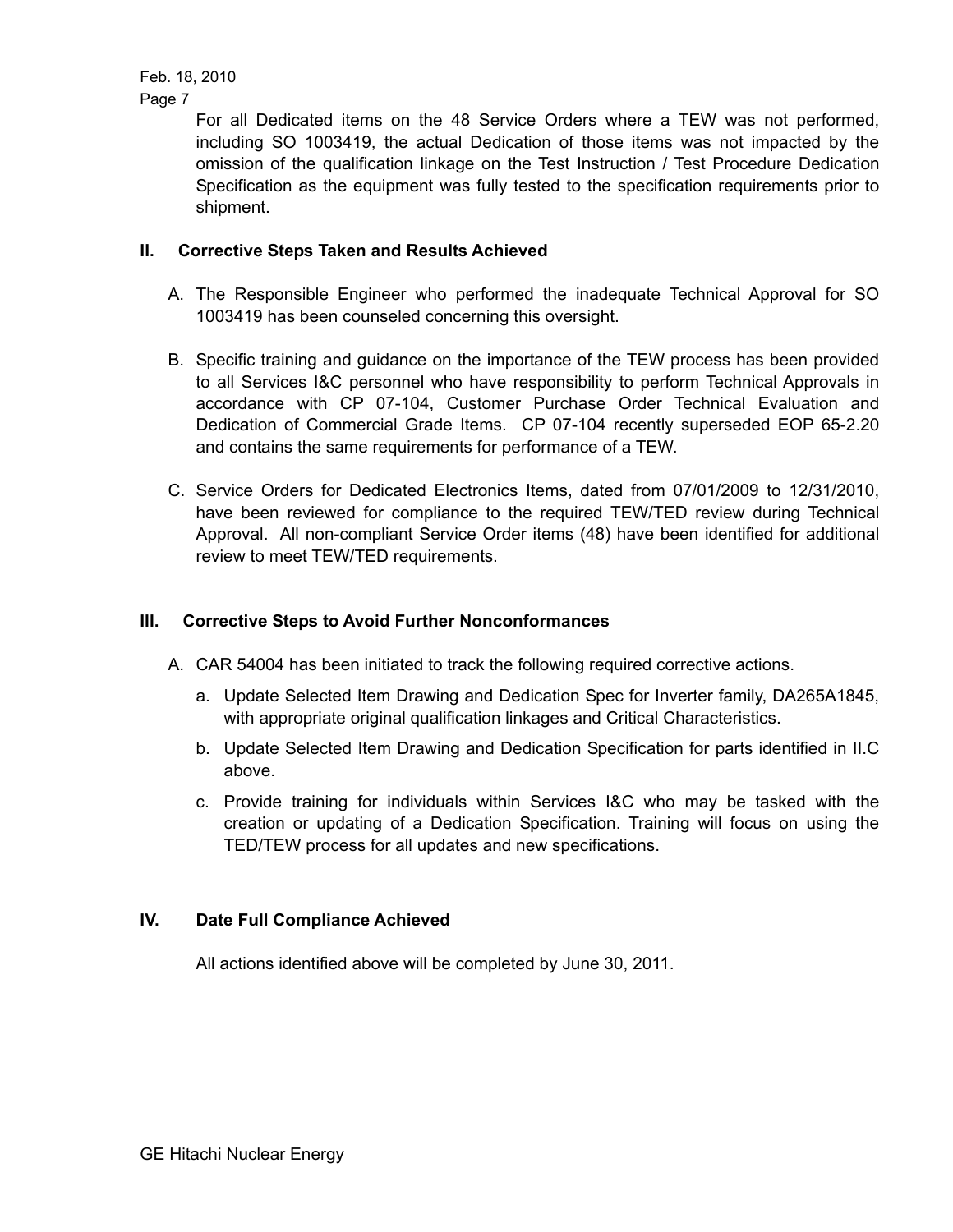For all Dedicated items on the 48 Service Orders where a TEW was not performed, including SO 1003419, the actual Dedication of those items was not impacted by the omission of the qualification linkage on the Test Instruction / Test Procedure Dedication Specification as the equipment was fully tested to the specification requirements prior to shipment.

## II. Corrective Steps Taken and Results Achieved

A. The Responsible Engineer who performed the inadequate Technical Approval for SO 1003419 has been counseled concerning this oversight.

B. Specific training and guidance on the importance of the TEW process has been provided to all Services I&C personnel who have responsibility to perform Technical Approvals in accordance with CP 07-104, Customer Purchase Order Technical Evaluation and Dedication of Commercial Grade Items. CP 07-104 recently superseded EOP 65-2.20 and contains the same requirements for performance of a TEW.

C. Service Orders for Dedicated Electronics Items, dated from 07/01/2009 to 12/31/2010, have been reviewed for compliance to the required TEW/TED review during Technical Approval. All non-compliant Service Order items (48) have been identified for additional review to meet TEW/TED requirements.

## III. Corrective Steps to Avoid Further Nonconformances

A. CAR 54004 has been initiated to track the following required corrective actions.

   a. Update Selected Item Drawing and Dedication Spec for Inverter family, DA265A1845, with appropriate original qualification linkages and Critical Characteristics.

   b. Update Selected Item Drawing and Dedication Specification for parts identified in II.C above.

   c. Provide training for individuals within Services I&C who may be tasked with the creation or updating of a Dedication Specification. Training will focus on using the TED/TEW process for all updates and new specifications.

## IV. Date Full Compliance Achieved

All actions identified above will be completed by June 30, 2011.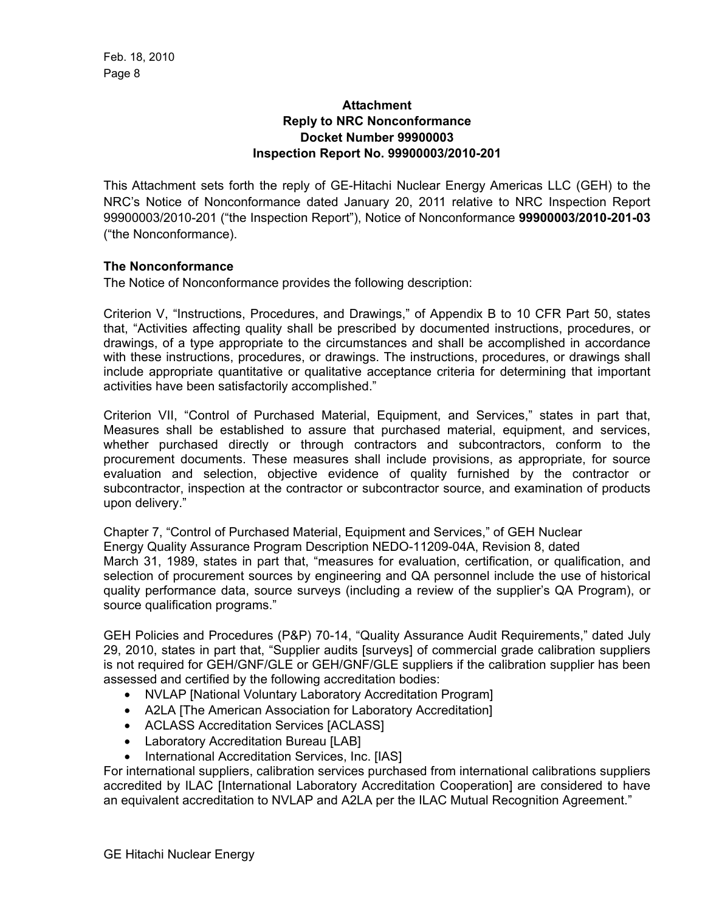**Attachment**
**Reply to NRC Nonconformance**
**Docket Number 99900003**
**Inspection Report No. 99900003/2010-201**

This Attachment sets forth the reply of GE-Hitachi Nuclear Energy Americas LLC (GEH) to the NRC's Notice of Nonconformance dated January 20, 2011 relative to NRC Inspection Report 99900003/2010-201 ("the Inspection Report"), Notice of Nonconformance **99900003/2010-201-03** ("the Nonconformance).

**The Nonconformance**

The Notice of Nonconformance provides the following description:

Criterion V, "Instructions, Procedures, and Drawings," of Appendix B to 10 CFR Part 50, states that, "Activities affecting quality shall be prescribed by documented instructions, procedures, or drawings, of a type appropriate to the circumstances and shall be accomplished in accordance with these instructions, procedures, or drawings. The instructions, procedures, or drawings shall include appropriate quantitative or qualitative acceptance criteria for determining that important activities have been satisfactorily accomplished."

Criterion VII, "Control of Purchased Material, Equipment, and Services," states in part that, Measures shall be established to assure that purchased material, equipment, and services, whether purchased directly or through contractors and subcontractors, conform to the procurement documents. These measures shall include provisions, as appropriate, for source evaluation and selection, objective evidence of quality furnished by the contractor or subcontractor, inspection at the contractor or subcontractor source, and examination of products upon delivery."

Chapter 7, "Control of Purchased Material, Equipment and Services," of GEH Nuclear Energy Quality Assurance Program Description NEDO-11209-04A, Revision 8, dated March 31, 1989, states in part that, "measures for evaluation, certification, or qualification, and selection of procurement sources by engineering and QA personnel include the use of historical quality performance data, source surveys (including a review of the supplier's QA Program), or source qualification programs."

GEH Policies and Procedures (P&P) 70-14, "Quality Assurance Audit Requirements," dated July 29, 2010, states in part that, "Supplier audits [surveys] of commercial grade calibration suppliers is not required for GEH/GNF/GLE or GEH/GNF/GLE suppliers if the calibration supplier has been assessed and certified by the following accreditation bodies:

- NVLAP [National Voluntary Laboratory Accreditation Program]
- A2LA [The American Association for Laboratory Accreditation]
- ACLASS Accreditation Services [ACLASS]
- Laboratory Accreditation Bureau [LAB]
- International Accreditation Services, Inc. [IAS]

For international suppliers, calibration services purchased from international calibrations suppliers accredited by ILAC [International Laboratory Accreditation Cooperation] are considered to have an equivalent accreditation to NVLAP and A2LA per the ILAC Mutual Recognition Agreement."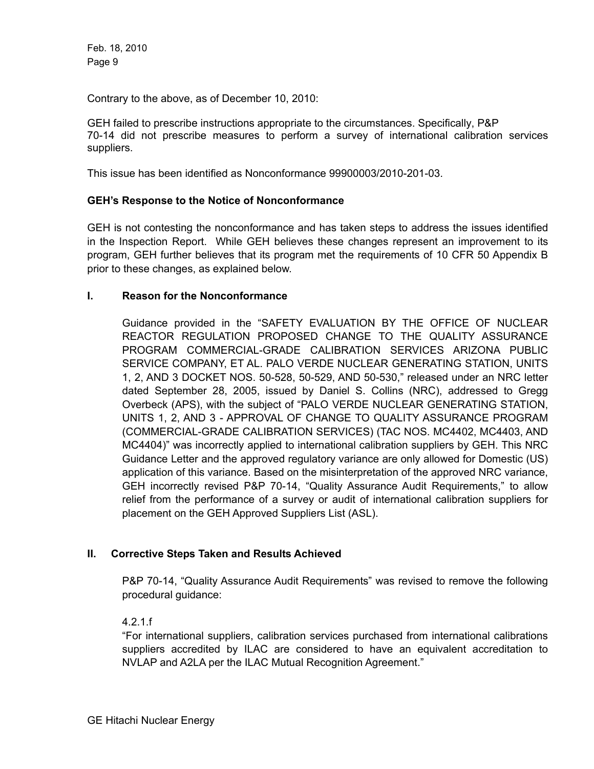Contrary to the above, as of December 10, 2010:

GEH failed to prescribe instructions appropriate to the circumstances. Specifically, P&P 70-14 did not prescribe measures to perform a survey of international calibration services suppliers.

This issue has been identified as Nonconformance 99900003/2010-201-03.

**GEH's Response to the Notice of Nonconformance**

GEH is not contesting the nonconformance and has taken steps to address the issues identified in the Inspection Report. While GEH believes these changes represent an improvement to its program, GEH further believes that its program met the requirements of 10 CFR 50 Appendix B prior to these changes, as explained below.

**I. Reason for the Nonconformance**

Guidance provided in the "SAFETY EVALUATION BY THE OFFICE OF NUCLEAR REACTOR REGULATION PROPOSED CHANGE TO THE QUALITY ASSURANCE PROGRAM COMMERCIAL-GRADE CALIBRATION SERVICES ARIZONA PUBLIC SERVICE COMPANY, ET AL. PALO VERDE NUCLEAR GENERATING STATION, UNITS 1, 2, AND 3 DOCKET NOS. 50-528, 50-529, AND 50-530," released under an NRC letter dated September 28, 2005, issued by Daniel S. Collins (NRC), addressed to Gregg Overbeck (APS), with the subject of "PALO VERDE NUCLEAR GENERATING STATION, UNITS 1, 2, AND 3 - APPROVAL OF CHANGE TO QUALITY ASSURANCE PROGRAM (COMMERCIAL-GRADE CALIBRATION SERVICES) (TAC NOS. MC4402, MC4403, AND MC4404)" was incorrectly applied to international calibration suppliers by GEH. This NRC Guidance Letter and the approved regulatory variance are only allowed for Domestic (US) application of this variance. Based on the misinterpretation of the approved NRC variance, GEH incorrectly revised P&P 70-14, "Quality Assurance Audit Requirements," to allow relief from the performance of a survey or audit of international calibration suppliers for placement on the GEH Approved Suppliers List (ASL).

**II. Corrective Steps Taken and Results Achieved**

P&P 70-14, "Quality Assurance Audit Requirements" was revised to remove the following procedural guidance:

4.2.1.f
"For international suppliers, calibration services purchased from international calibrations suppliers accredited by ILAC are considered to have an equivalent accreditation to NVLAP and A2LA per the ILAC Mutual Recognition Agreement."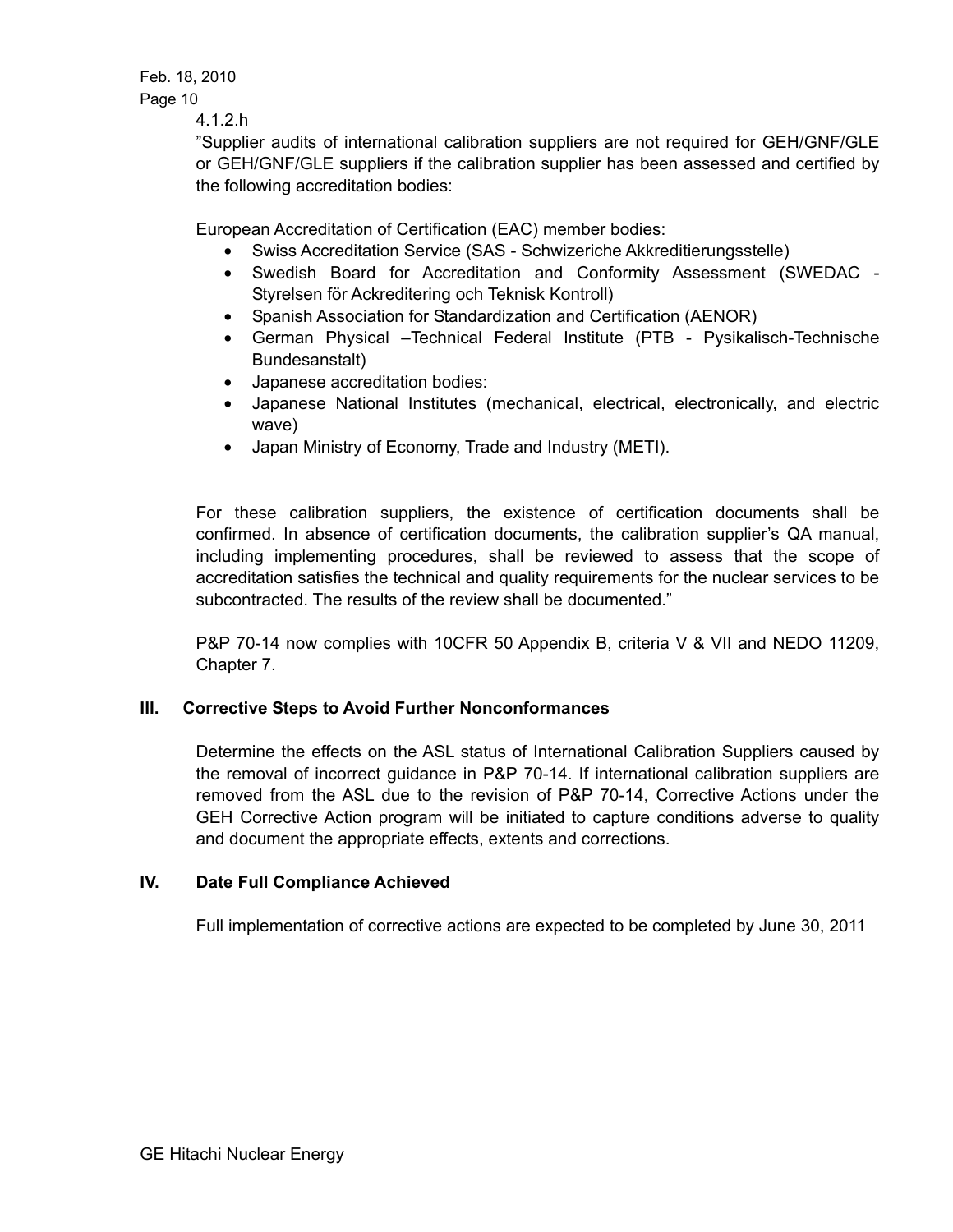4.1.2.h

"Supplier audits of international calibration suppliers are not required for GEH/GNF/GLE or GEH/GNF/GLE suppliers if the calibration supplier has been assessed and certified by the following accreditation bodies:

European Accreditation of Certification (EAC) member bodies:

- Swiss Accreditation Service (SAS - Schwizeriche Akkreditierungsstelle)
- Swedish Board for Accreditation and Conformity Assessment (SWEDAC - Styrelsen för Ackreditering och Teknisk Kontroll)
- Spanish Association for Standardization and Certification (AENOR)
- German Physical –Technical Federal Institute (PTB - Pysikalisch-Technische Bundesanstalt)
- Japanese accreditation bodies:
- Japanese National Institutes (mechanical, electrical, electronically, and electric wave)
- Japan Ministry of Economy, Trade and Industry (METI).

For these calibration suppliers, the existence of certification documents shall be confirmed. In absence of certification documents, the calibration supplier's QA manual, including implementing procedures, shall be reviewed to assess that the scope of accreditation satisfies the technical and quality requirements for the nuclear services to be subcontracted. The results of the review shall be documented."

P&P 70-14 now complies with 10CFR 50 Appendix B, criteria V & VII and NEDO 11209, Chapter 7.

## III. Corrective Steps to Avoid Further Nonconformances

Determine the effects on the ASL status of International Calibration Suppliers caused by the removal of incorrect guidance in P&P 70-14. If international calibration suppliers are removed from the ASL due to the revision of P&P 70-14, Corrective Actions under the GEH Corrective Action program will be initiated to capture conditions adverse to quality and document the appropriate effects, extents and corrections.

## IV. Date Full Compliance Achieved

Full implementation of corrective actions are expected to be completed by June 30, 2011